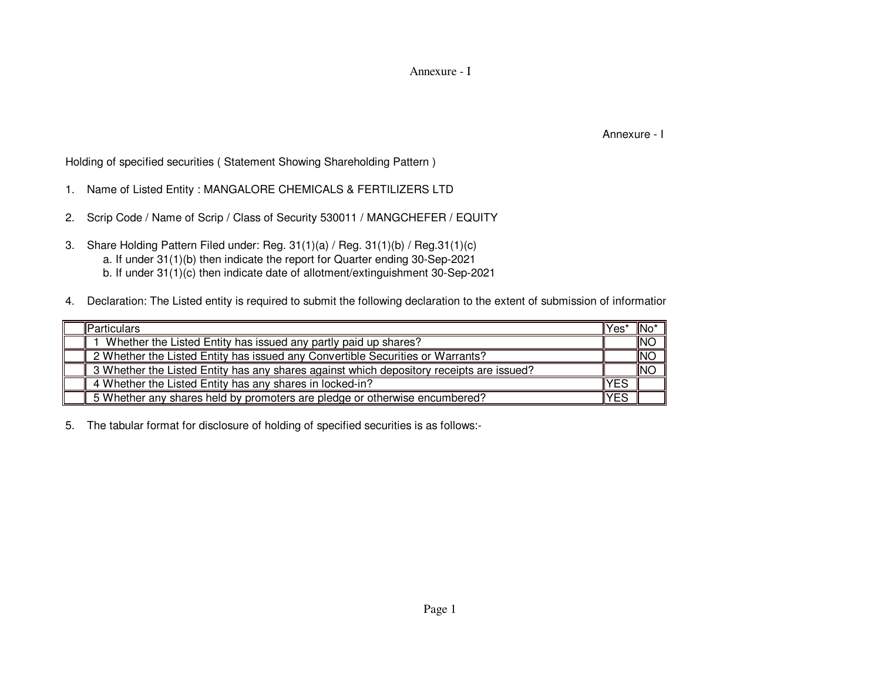Annexure - I

Annexure - I

Holding of specified securities ( Statement Showing Shareholding Pattern )

1. Name of Listed Entity : MANGALORE CHEMICALS & FERTILIZERS LTD

2. Scrip Code / Name of Scrip / Class of Security 530011 / MANGCHEFER / EQUITY

3. Share Holding Pattern Filed under: Reg. 31(1)(a) / Reg. 31(1)(b) / Reg.31(1)(c)
   a. If under 31(1)(b) then indicate the report for Quarter ending 30-Sep-2021
   b. If under 31(1)(c) then indicate date of allotment/extinguishment 30-Sep-2021

4. Declaration: The Listed entity is required to submit the following declaration to the extent of submission of informatior

| | Particulars | Yes* | No* |
|---|---|---|---|
| | 1 Whether the Listed Entity has issued any partly paid up shares? | | NO |
| | 2 Whether the Listed Entity has issued any Convertible Securities or Warrants? | | NO |
| | 3 Whether the Listed Entity has any shares against which depository receipts are issued? | | NO |
| | 4 Whether the Listed Entity has any shares in locked-in? | YES | |
| | 5 Whether any shares held by promoters are pledge or otherwise encumbered? | YES | |

5. The tabular format for disclosure of holding of specified securities is as follows:-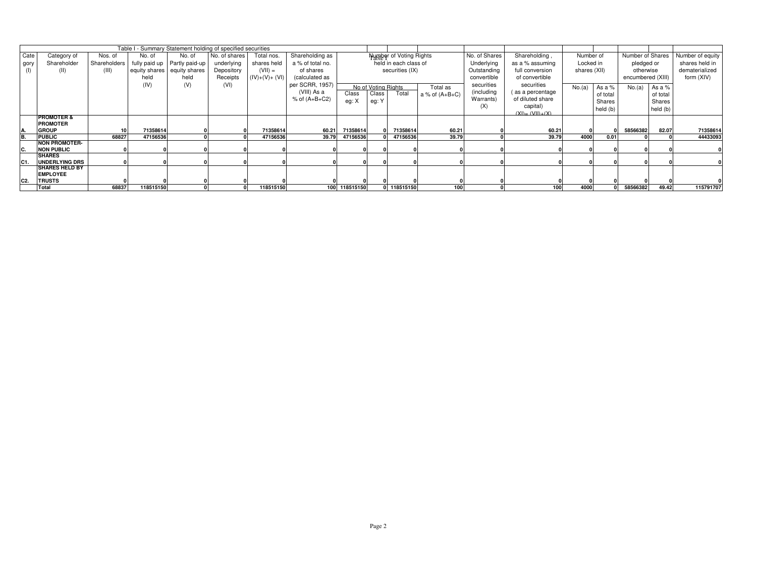Table I - Summary Statement holding of specified securities

| Category (I) | Category of Shareholder (II) | Nos. of Shareholders (III) | No. of fully paid up equity shares held (IV) | No. of Partly paid-up equity shares held (V) | No. of shares underlying Depository Receipts (VI) | Total nos. shares held (VII) = (IV)+(V)+ (VI) | Shareholding as a % of total no. of shares (calculated as per SCRR, 1957) (VIII) As a % of (A+B+C2) | Number of Voting Rights held in each class of securities (IX) | | | | No. of Shares Underlying Outstanding convertible securities (including Warrants) (X) | Shareholding , as a % assuming full conversion of convertible securities ( as a percentage of diluted share capital) (XI)= (VII)+(X) | Number of Locked in shares (XII) | | Number of Shares pledged or otherwise encumbered (XIII) | | Number of equity shares held in dematerialized form (XIV) |
|---|---|---|---|---|---|---|---|---|---|---|---|---|---|---|---|---|---|---|
| | | | | | | | | No of Voting Rights | | | Total as a % of (A+B+C) | | | No.(a) | As a % of total Shares held (b) | No.(a) | As a % of total Shares held (b) | |
| | | | | | | | | Class eg: X | Class eg: Y | Total | | | | | | | | |
| A. | PROMOTER & PROMOTER GROUP | 10 | 71358614 | 0 | 0 | 71358614 | 60.21 | 71358614 | 0 | 71358614 | 60.21 | 0 | 60.21 | 0 | 0 | 58566382 | 82.07 | 71358614 |
| B. | PUBLIC | 68827 | 47156536 | 0 | 0 | 47156536 | 39.79 | 47156536 | 0 | 47156536 | 39.79 | 0 | 39.79 | 4000 | 0.01 | 0 | 0 | 44433093 |
| C. | NON PROMOTER-NON PUBLIC | 0 | 0 | 0 | 0 | 0 | 0 | 0 | 0 | 0 | 0 | 0 | 0 | 0 | 0 | 0 | 0 | 0 |
| C1. | SHARES UNDERLYING DRS | 0 | 0 | 0 | 0 | 0 | 0 | 0 | 0 | 0 | 0 | 0 | 0 | 0 | 0 | 0 | 0 | 0 |
| C2. | SHARES HELD BY EMPLOYEE TRUSTS | 0 | 0 | 0 | 0 | 0 | 0 | 0 | 0 | 0 | 0 | 0 | 0 | 0 | 0 | 0 | 0 | 0 |
| | Total | 68837 | 118515150 | 0 | 0 | 118515150 | 100 | 118515150 | 0 | 118515150 | 100 | 0 | 100 | 4000 | 0 | 58566382 | 49.42 | 115791707 |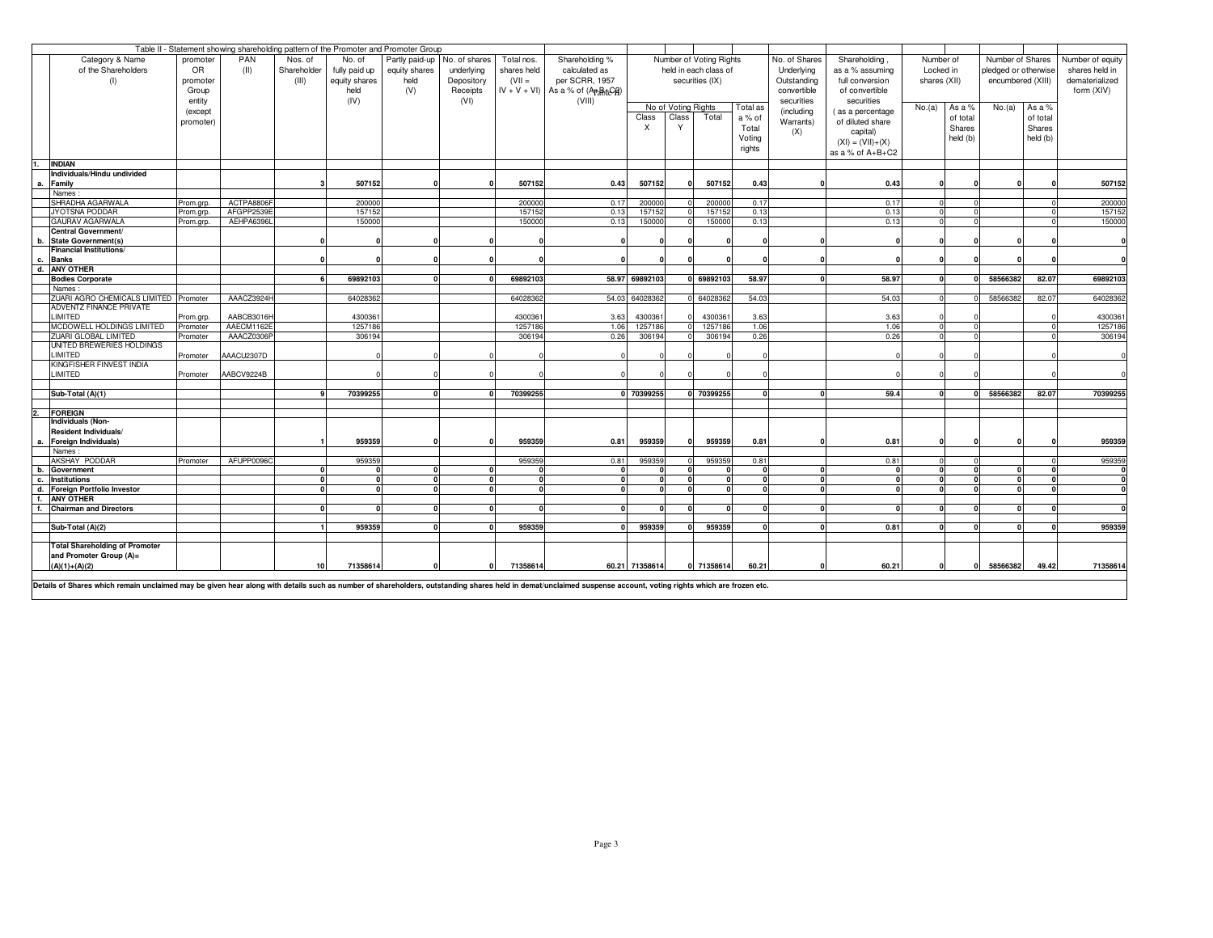Table II - Statement showing shareholding pattern of the Promoter and Promoter Group

| | Category & Name of the Shareholders (I) | promoter OR promoter Group entity (except promoter) | PAN (II) | Nos. of Shareholder (III) | No. of fully paid up equity shares held (IV) | Partly paid-up equity shares held (V) | No. of shares underlying Depository Receipts (VI) | Total nos. shares held (VII = IV + V + VI) | Shareholding % calculated as per SCRR, 1957 As a % of (A+B+C2) (VIII) | Number of Voting Rights held in each class of securities (IX) | | | | No. of Shares Underlying Outstanding convertible securities (including Warrants) (X) | Shareholding , as a % assuming full conversion of convertible securities ( as a percentage of diluted share capital) (XI) = (VII)+(X) as a % of A+B+C2 | Number of Locked in shares (XII) | | Number of Shares pledged or otherwise encumbered (XIII) | | Number of equity shares held in dematerialized form (XIV) |
|---|---|---|---|---|---|---|---|---|---|---|---|---|---|---|---|---|---|---|---|---|
| | | | | | | | | | | No of Voting Rights | | | Total as a % of Total Voting rights | | | No.(a) | As a % of total Shares held (b) | No.(a) | As a % of total Shares held (b) | |
| | | | | | | | | | | Class X | Class Y | Total | | | | | | | | |
| 1. | **INDIAN** | | | | | | | | | | | | | | | | | | | |
| a. | **Individuals/Hindu undivided Family** | | | 3 | 507152 | 0 | 0 | 507152 | 0.43 | 507152 | 0 | 507152 | 0.43 | 0 | 0.43 | 0 | 0 | 0 | 0 | 507152 |
| | Names : | | | | | | | | | | | | | | | | | | | |
| | SHRADHA AGARWALA | Prom.grp. | ACTPA8806F | | 200000 | | | 200000 | 0.17 | 200000 | 0 | 200000 | 0.17 | | 0.17 | 0 | 0 | | 0 | 200000 |
| | JYOTSNA PODDAR | Prom.grp. | AFGPP2539E | | 157152 | | | 157152 | 0.13 | 157152 | 0 | 157152 | 0.13 | | 0.13 | 0 | 0 | | 0 | 157152 |
| | GAURAV AGARWALA | Prom.grp. | AEHPA6396L | | 150000 | | | 150000 | 0.13 | 150000 | 0 | 150000 | 0.13 | | 0.13 | 0 | 0 | | 0 | 150000 |
| b. | **Central Government/ State Government(s)** | | | 0 | 0 | 0 | 0 | 0 | 0 | 0 | 0 | 0 | 0 | 0 | 0 | 0 | 0 | 0 | 0 | 0 |
| c. | **Financial Institutions/ Banks** | | | 0 | 0 | 0 | 0 | 0 | 0 | 0 | 0 | 0 | 0 | 0 | 0 | 0 | 0 | 0 | 0 | 0 |
| d. | **ANY OTHER** | | | | | | | | | | | | | | | | | | | |
| | **Bodies Corporate** | | | 6 | 69892103 | 0 | 0 | 69892103 | 58.97 | 69892103 | 0 | 69892103 | 58.97 | 0 | 58.97 | 0 | 0 | 58566382 | 82.07 | 69892103 |
| | Names : | | | | | | | | | | | | | | | | | | | |
| | ZUARI AGRO CHEMICALS LIMITED | Promoter | AAACZ3924H | | 64028362 | | | 64028362 | 54.03 | 64028362 | 0 | 64028362 | 54.03 | | 54.03 | 0 | 0 | 58566382 | 82.07 | 64028362 |
| | ADVENTZ FINANCE PRIVATE LIMITED | Prom.grp. | AABCB3016H | | 4300361 | | | 4300361 | 3.63 | 4300361 | 0 | 4300361 | 3.63 | | 3.63 | 0 | 0 | | 0 | 4300361 |
| | MCDOWELL HOLDINGS LIMITED | Promoter | AAECM1162E | | 1257186 | | | 1257186 | 1.06 | 1257186 | 0 | 1257186 | 1.06 | | 1.06 | 0 | 0 | | 0 | 1257186 |
| | ZUARI GLOBAL LIMITED | Promoter | AAACZ0306P | | 306194 | | | 306194 | 0.26 | 306194 | 0 | 306194 | 0.26 | | 0.26 | 0 | 0 | | 0 | 306194 |
| | UNITED BREWERIES HOLDINGS LIMITED | Promoter | AAACU2307D | | 0 | 0 | 0 | 0 | 0 | 0 | 0 | 0 | 0 | | 0 | 0 | 0 | | 0 | 0 |
| | KINGFISHER FINVEST INDIA LIMITED | Promoter | AABCV9224B | | 0 | 0 | 0 | 0 | 0 | 0 | 0 | 0 | 0 | | 0 | 0 | 0 | | 0 | 0 |
| | **Sub-Total (A)(1)** | | | 9 | 70399255 | 0 | 0 | 70399255 | 0 | 70399255 | 0 | 70399255 | 0 | 0 | 59.4 | 0 | 0 | 58566382 | 82.07 | 70399255 |
| 2. | **FOREIGN** | | | | | | | | | | | | | | | | | | | |
| a. | **Individuals (Non-Resident Individuals/ Foreign Individuals)** | | | 1 | 959359 | 0 | 0 | 959359 | 0.81 | 959359 | 0 | 959359 | 0.81 | 0 | 0.81 | 0 | 0 | 0 | 0 | 959359 |
| | Names : | | | | | | | | | | | | | | | | | | | |
| | AKSHAY PODDAR | Promoter | AFUPP0096C | | 959359 | | | 959359 | 0.81 | 959359 | 0 | 959359 | 0.81 | | 0.81 | 0 | 0 | | 0 | 959359 |
| b. | **Government** | | | 0 | 0 | 0 | 0 | 0 | 0 | 0 | 0 | 0 | 0 | 0 | 0 | 0 | 0 | 0 | 0 | 0 |
| c. | **Institutions** | | | 0 | 0 | 0 | 0 | 0 | 0 | 0 | 0 | 0 | 0 | 0 | 0 | 0 | 0 | 0 | 0 | 0 |
| d. | **Foreign Portfolio Investor** | | | 0 | 0 | 0 | 0 | 0 | 0 | 0 | 0 | 0 | 0 | 0 | 0 | 0 | 0 | 0 | 0 | 0 |
| f. | **ANY OTHER** | | | | | | | | | | | | | | | | | | | |
| f. | **Chairman and Directors** | | | 0 | 0 | 0 | 0 | 0 | 0 | 0 | 0 | 0 | 0 | 0 | 0 | 0 | 0 | 0 | 0 | 0 |
| | **Sub-Total (A)(2)** | | | 1 | 959359 | 0 | 0 | 959359 | 0 | 959359 | 0 | 959359 | 0 | 0 | 0.81 | 0 | 0 | 0 | 0 | 959359 |
| | **Total Shareholding of Promoter and Promoter Group (A)= (A)(1)+(A)(2)** | | | 10 | 71358614 | 0 | 0 | 71358614 | 60.21 | 71358614 | 0 | 71358614 | 60.21 | 0 | 60.21 | 0 | 0 | 58566382 | 49.42 | 71358614 |

**Details of Shares which remain unclaimed may be given hear along with details such as number of shareholders, outstanding shares held in demat/unclaimed suspense account, voting rights which are frozen etc.**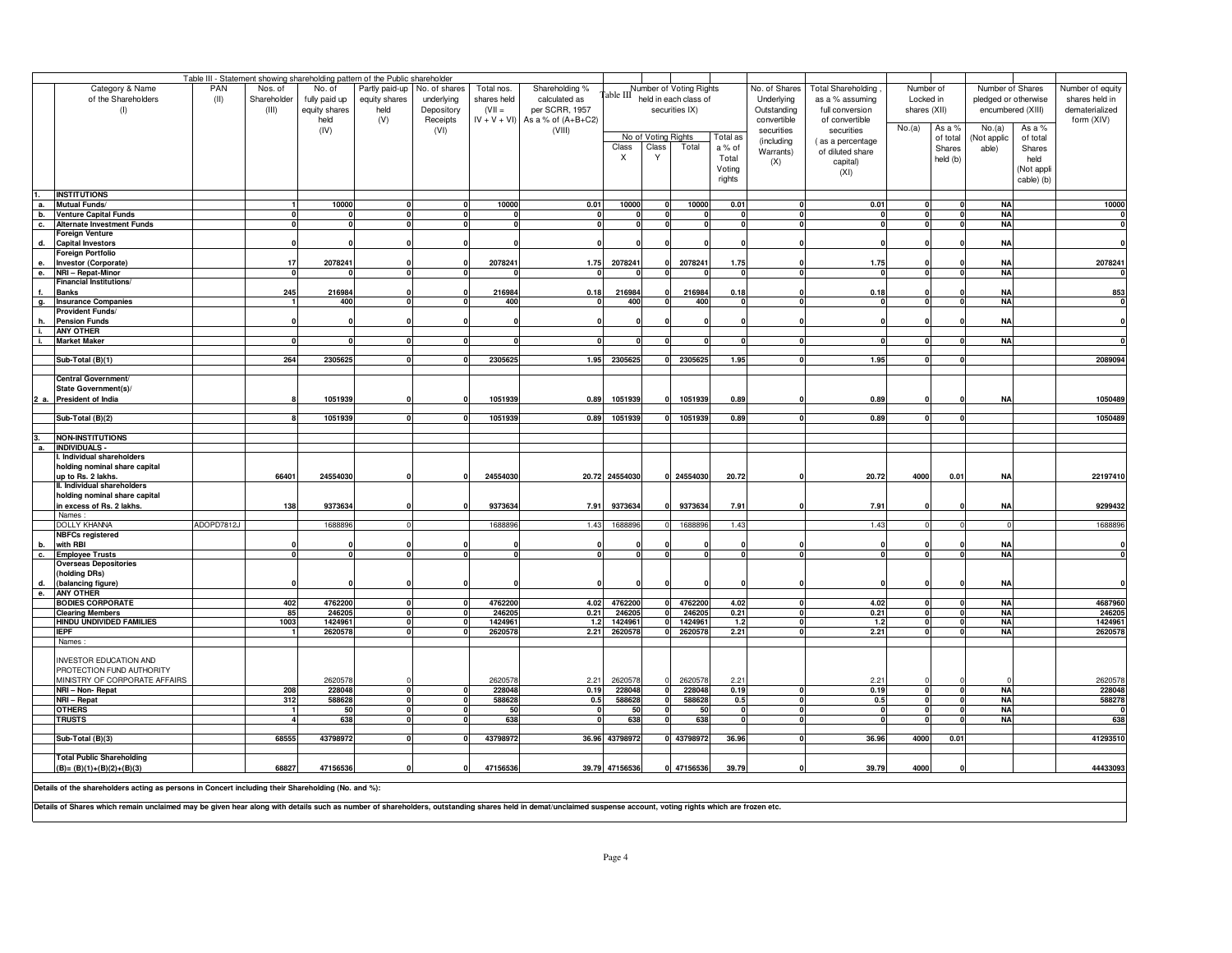Table III - Statement showing shareholding pattern of the Public shareholder

| | Category & Name of the Shareholders (I) | PAN (II) | Nos. of Shareholder (III) | No. of fully paid up equity shares held (IV) | Partly paid-up equity shares held (V) | No. of shares underlying Depository Receipts (VI) | Total nos. shares held (VII = IV + V + VI) | Shareholding % calculated as per SCRR, 1957 As a % of (A+B+C2) (VIII) | Number of Voting Rights held in each class of securities IX) | | | | No. of Shares Underlying Outstanding convertible securities (including Warrants) (X) | Total Shareholding , as a % assuming full conversion of convertible securities ( as a percentage of diluted share capital) (XI) | Number of Locked in shares (XII) | | Number of Shares pledged or otherwise encumbered (XIII) | | Number of equity shares held in dematerialized form (XIV) |
|---|---|---|---|---|---|---|---|---|---|---|---|---|---|---|---|---|---|---|---|
| | | | | | | | | | No of Voting Rights | | | Total as a % of Total Voting rights | | | No.(a) | As a % of total Shares held (b) | No.(a) (Not applicable) | As a % of total Shares held (Not applicable) (b) | |
| | | | | | | | | | Class X | Class Y | Total | | | | | | | | |
| 1. | **INSTITUTIONS** | | | | | | | | | | | | | | | | | | |
| a. | **Mutual Funds/** | | 1 | 10000 | 0 | 0 | 10000 | 0.01 | 10000 | 0 | 10000 | 0.01 | 0 | 0.01 | 0 | 0 | NA | | 10000 |
| b. | **Venture Capital Funds** | | 0 | 0 | 0 | 0 | 0 | 0 | 0 | 0 | 0 | 0 | 0 | 0 | 0 | 0 | NA | | 0 |
| c. | **Alternate Investment Funds** | | 0 | 0 | 0 | 0 | 0 | 0 | 0 | 0 | 0 | 0 | 0 | 0 | 0 | 0 | NA | | 0 |
| d. | **Foreign Venture Capital Investors** | | 0 | 0 | 0 | 0 | 0 | 0 | 0 | 0 | 0 | 0 | 0 | 0 | 0 | 0 | NA | | 0 |
| e. | **Foreign Portfolio Investor (Corporate)** | | 17 | 2078241 | 0 | 0 | 2078241 | 1.75 | 2078241 | 0 | 2078241 | 1.75 | 0 | 1.75 | 0 | 0 | NA | | 2078241 |
| e. | **NRI – Repat-Minor** | | 0 | 0 | 0 | 0 | 0 | 0 | 0 | 0 | 0 | 0 | 0 | 0 | 0 | 0 | NA | | 0 |
| f. | **Financial Institutions/ Banks** | | 245 | 216984 | 0 | 0 | 216984 | 0.18 | 216984 | 0 | 216984 | 0.18 | 0 | 0.18 | 0 | 0 | NA | | 853 |
| g. | **Insurance Companies** | | 1 | 400 | 0 | 0 | 400 | 0 | 400 | 0 | 400 | 0 | 0 | 0 | 0 | 0 | NA | | 0 |
| h. | **Provident Funds/ Pension Funds** | | 0 | 0 | 0 | 0 | 0 | 0 | 0 | 0 | 0 | 0 | 0 | 0 | 0 | 0 | NA | | 0 |
| i. | **ANY OTHER** | | | | | | | | | | | | | | | | | | |
| i. | **Market Maker** | | 0 | 0 | 0 | 0 | 0 | 0 | 0 | 0 | 0 | 0 | 0 | 0 | 0 | 0 | NA | | 0 |
| | **Sub-Total (B)(1)** | | 264 | 2305625 | 0 | 0 | 2305625 | 1.95 | 2305625 | 0 | 2305625 | 1.95 | 0 | 1.95 | 0 | 0 | | | 2089094 |
| 2 a. | **Central Government/ State Government(s)/ President of India** | | 8 | 1051939 | 0 | 0 | 1051939 | 0.89 | 1051939 | 0 | 1051939 | 0.89 | 0 | 0.89 | 0 | 0 | NA | | 1050489 |
| | **Sub-Total (B)(2)** | | 8 | 1051939 | 0 | 0 | 1051939 | 0.89 | 1051939 | 0 | 1051939 | 0.89 | 0 | 0.89 | 0 | 0 | | | 1050489 |
| 3. | **NON-INSTITUTIONS** | | | | | | | | | | | | | | | | | | |
| a. | **INDIVIDUALS -** | | | | | | | | | | | | | | | | | | |
| | **I. Individual shareholders holding nominal share capital up to Rs. 2 lakhs.** | | 66401 | 24554030 | 0 | 0 | 24554030 | 20.72 | 24554030 | 0 | 24554030 | 20.72 | 0 | 20.72 | 4000 | 0.01 | NA | | 22197410 |
| | **II. Individual shareholders holding nominal share capital in excess of Rs. 2 lakhs.** | | 138 | 9373634 | 0 | 0 | 9373634 | 7.91 | 9373634 | 0 | 9373634 | 7.91 | 0 | 7.91 | 0 | 0 | NA | | 9299432 |
| | Names : | | | | | | | | | | | | | | | | | | |
| | DOLLY KHANNA | ADOPD7812J | | 1688896 | 0 | | 1688896 | 1.43 | 1688896 | 0 | 1688896 | 1.43 | | 1.43 | 0 | 0 | 0 | | 1688896 |
| b. | **NBFCs registered with RBI** | | 0 | 0 | 0 | 0 | 0 | 0 | 0 | 0 | 0 | 0 | 0 | 0 | 0 | 0 | NA | | 0 |
| c. | **Employee Trusts** | | 0 | 0 | 0 | 0 | 0 | 0 | 0 | 0 | 0 | 0 | 0 | 0 | 0 | 0 | NA | | 0 |
| d. | **Overseas Depositories (holding DRs) (balancing figure)** | | 0 | 0 | 0 | 0 | 0 | 0 | 0 | 0 | 0 | 0 | 0 | 0 | 0 | 0 | NA | | 0 |
| e. | **ANY OTHER** | | | | | | | | | | | | | | | | | | |
| | **BODIES CORPORATE** | | 402 | 4762200 | 0 | 0 | 4762200 | 4.02 | 4762200 | 0 | 4762200 | 4.02 | 0 | 4.02 | 0 | 0 | NA | | 4687960 |
| | **Clearing Members** | | 85 | 246205 | 0 | 0 | 246205 | 0.21 | 246205 | 0 | 246205 | 0.21 | 0 | 0.21 | 0 | 0 | NA | | 246205 |
| | **HINDU UNDIVIDED FAMILIES** | | 1003 | 1424961 | 0 | 0 | 1424961 | 1.2 | 1424961 | 0 | 1424961 | 1.2 | 0 | 1.2 | 0 | 0 | NA | | 1424961 |
| | **IEPF** | | 1 | 2620578 | 0 | 0 | 2620578 | 2.21 | 2620578 | 0 | 2620578 | 2.21 | 0 | 2.21 | 0 | 0 | NA | | 2620578 |
| | Names : | | | | | | | | | | | | | | | | | | |
| | INVESTOR EDUCATION AND PROTECTION FUND AUTHORITY MINISTRY OF CORPORATE AFFAIRS | | | 2620578 | 0 | | 2620578 | 2.21 | 2620578 | 0 | 2620578 | 2.21 | | 2.21 | 0 | 0 | 0 | | 2620578 |
| | **NRI – Non- Repat** | | 208 | 228048 | 0 | 0 | 228048 | 0.19 | 228048 | 0 | 228048 | 0.19 | 0 | 0.19 | 0 | 0 | NA | | 228048 |
| | **NRI – Repat** | | 312 | 588628 | 0 | 0 | 588628 | 0.5 | 588628 | 0 | 588628 | 0.5 | 0 | 0.5 | 0 | 0 | NA | | 588278 |
| | **OTHERS** | | 1 | 50 | 0 | 0 | 50 | 0 | 50 | 0 | 50 | 0 | 0 | 0 | 0 | 0 | NA | | 0 |
| | **TRUSTS** | | 4 | 638 | 0 | 0 | 638 | 0 | 638 | 0 | 638 | 0 | 0 | 0 | 0 | 0 | NA | | 638 |
| | **Sub-Total (B)(3)** | | 68555 | 43798972 | 0 | 0 | 43798972 | 36.96 | 43798972 | 0 | 43798972 | 36.96 | 0 | 36.96 | 4000 | 0.01 | | | 41293510 |
| | **Total Public Shareholding (B)= (B)(1)+(B)(2)+(B)(3)** | | 68827 | 47156536 | 0 | 0 | 47156536 | 39.79 | 47156536 | 0 | 47156536 | 39.79 | 0 | 39.79 | 4000 | 0 | | | 44433093 |

**Details of the shareholders acting as persons in Concert including their Shareholding (No. and %):**

**Details of Shares which remain unclaimed may be given hear along with details such as number of shareholders, outstanding shares held in demat/unclaimed suspense account, voting rights which are frozen etc.**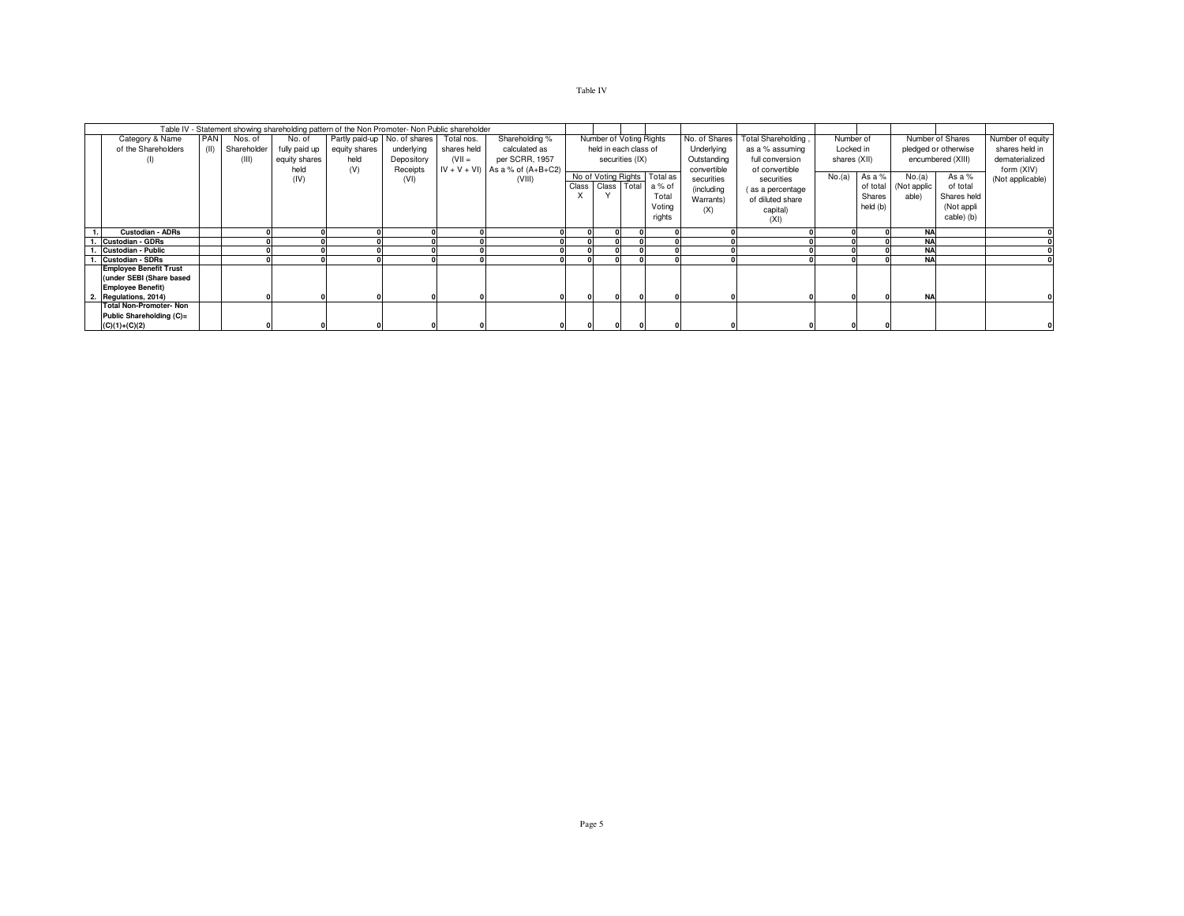Table IV

| | Table IV - Statement showing shareholding pattern of the Non Promoter- Non Public shareholder | | | | | | | | | | | | | | | | | | | |
|---|---|---|---|---|---|---|---|---|---|---|---|---|---|---|---|---|---|---|---|---|
| | Category & Name of the Shareholders (I) | PAN (II) | Nos. of Shareholder (III) | No. of fully paid up equity shares held (IV) | Partly paid-up equity shares held (V) | No. of shares underlying Depository Receipts (VI) | Total nos. shares held (VII = IV + V + VI) | Shareholding % calculated as per SCRR, 1957 As a % of (A+B+C2) (VIII) | Number of Voting Rights held in each class of securities (IX) | | | | No. of Shares Underlying Outstanding convertible securities (including Warrants) (X) | Total Shareholding , as a % assuming full conversion of convertible securities ( as a percentage of diluted share capital) (XI) | Number of Locked in shares (XII) | | Number of Shares pledged or otherwise encumbered (XIII) | | Number of equity shares held in dematerialized form (XIV) (Not applicable) |
| | | | | | | | | | No of Voting Rights | | | Total as a % of Total Voting rights | | | No.(a) | As a % of total Shares held (b) | No.(a) (Not applicable) | As a % of total Shares held (Not applicable) (b) | |
| | | | | | | | | | Class X | Class Y | Total | | | | | | | | |
| 1. | Custodian - ADRs | | 0 | 0 | 0 | 0 | 0 | 0 | 0 | 0 | 0 | 0 | 0 | 0 | 0 | 0 | NA | | 0 |
| 1. | Custodian - GDRs | | 0 | 0 | 0 | 0 | 0 | 0 | 0 | 0 | 0 | 0 | 0 | 0 | 0 | 0 | NA | | 0 |
| 1. | Custodian - Public | | 0 | 0 | 0 | 0 | 0 | 0 | 0 | 0 | 0 | 0 | 0 | 0 | 0 | 0 | NA | | 0 |
| 1. | Custodian - SDRs | | 0 | 0 | 0 | 0 | 0 | 0 | 0 | 0 | 0 | 0 | 0 | 0 | 0 | 0 | NA | | 0 |
| 2. | Employee Benefit Trust (under SEBI (Share based Employee Benefit) Regulations, 2014) | | 0 | 0 | 0 | 0 | 0 | 0 | 0 | 0 | 0 | 0 | 0 | 0 | 0 | 0 | NA | | 0 |
| | Total Non-Promoter- Non Public Shareholding (C)= (C)(1)+(C)(2) | | 0 | 0 | 0 | 0 | 0 | 0 | 0 | 0 | 0 | 0 | 0 | 0 | 0 | 0 | | | 0 |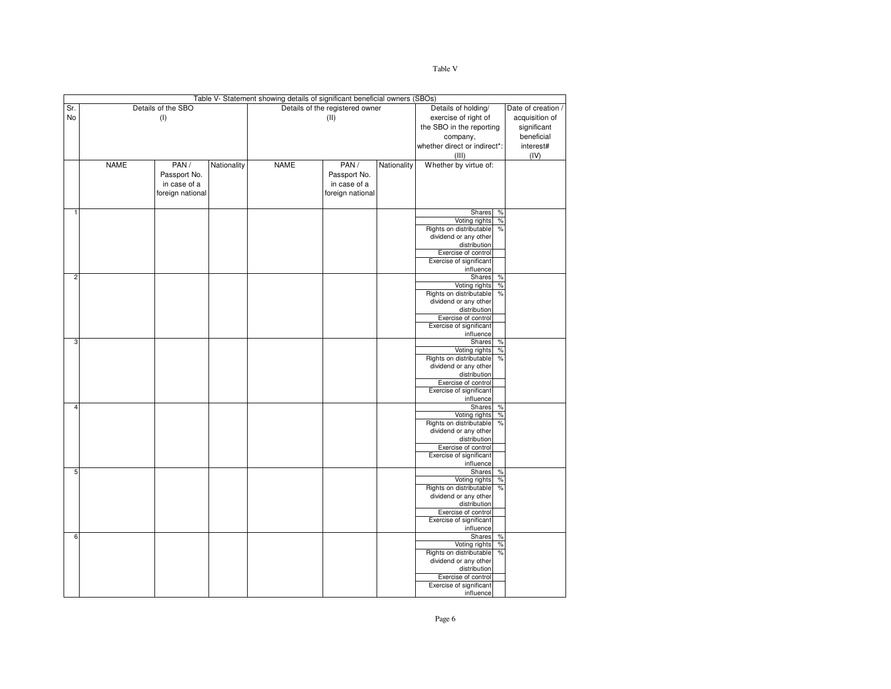Table V

| Table V- Statement showing details of significant beneficial owners (SBOs) | | | | | | | | | |
|---|---|---|---|---|---|---|---|---|---|
| Sr. No | Details of the SBO (I) | | | Details of the registered owner (II) | | | Details of holding/ exercise of right of the SBO in the reporting company, whether direct or indirect*: (III) | | Date of creation / acquisition of significant beneficial interest# (IV) |
| | NAME | PAN / Passport No. in case of a foreign national | Nationality | NAME | PAN / Passport No. in case of a foreign national | Nationality | Whether by virtue of: | | |
| 1 | | | | | | | Shares | % | |
| | | | | | | | Voting rights | % | |
| | | | | | | | Rights on distributable dividend or any other distribution | % | |
| | | | | | | | Exercise of control | | |
| | | | | | | | Exercise of significant influence | | |
| 2 | | | | | | | Shares | % | |
| | | | | | | | Voting rights | % | |
| | | | | | | | Rights on distributable dividend or any other distribution | % | |
| | | | | | | | Exercise of control | | |
| | | | | | | | Exercise of significant influence | | |
| 3 | | | | | | | Shares | % | |
| | | | | | | | Voting rights | % | |
| | | | | | | | Rights on distributable dividend or any other distribution | % | |
| | | | | | | | Exercise of control | | |
| | | | | | | | Exercise of significant influence | | |
| 4 | | | | | | | Shares | % | |
| | | | | | | | Voting rights | % | |
| | | | | | | | Rights on distributable dividend or any other distribution | % | |
| | | | | | | | Exercise of control | | |
| | | | | | | | Exercise of significant influence | | |
| 5 | | | | | | | Shares | % | |
| | | | | | | | Voting rights | % | |
| | | | | | | | Rights on distributable dividend or any other distribution | % | |
| | | | | | | | Exercise of control | | |
| | | | | | | | Exercise of significant influence | | |
| 6 | | | | | | | Shares | % | |
| | | | | | | | Voting rights | % | |
| | | | | | | | Rights on distributable dividend or any other distribution | % | |
| | | | | | | | Exercise of control | | |
| | | | | | | | Exercise of significant influence | | |